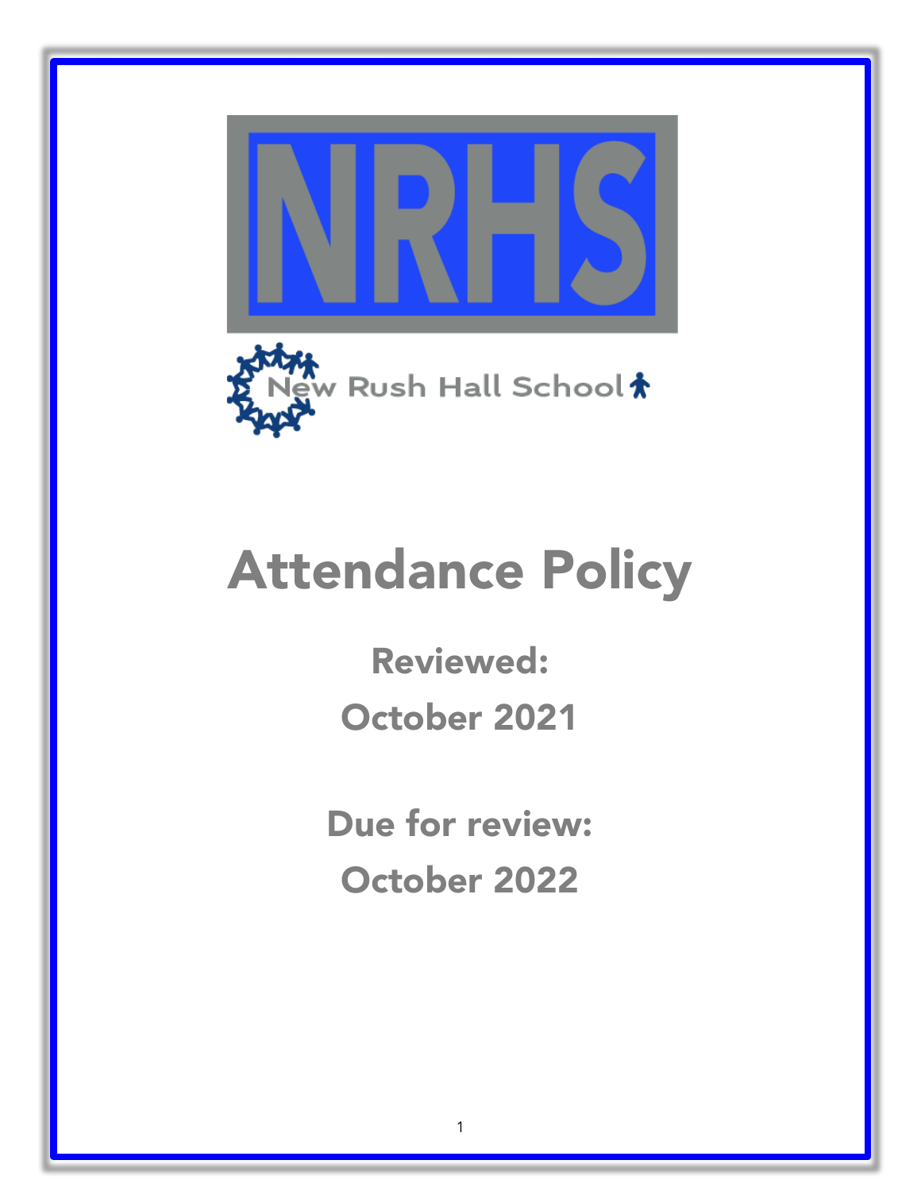NRHS

New Rush Hall School

# Attendance Policy

**Reviewed:**

**October 2021**

**Due for review:**

**October 2022**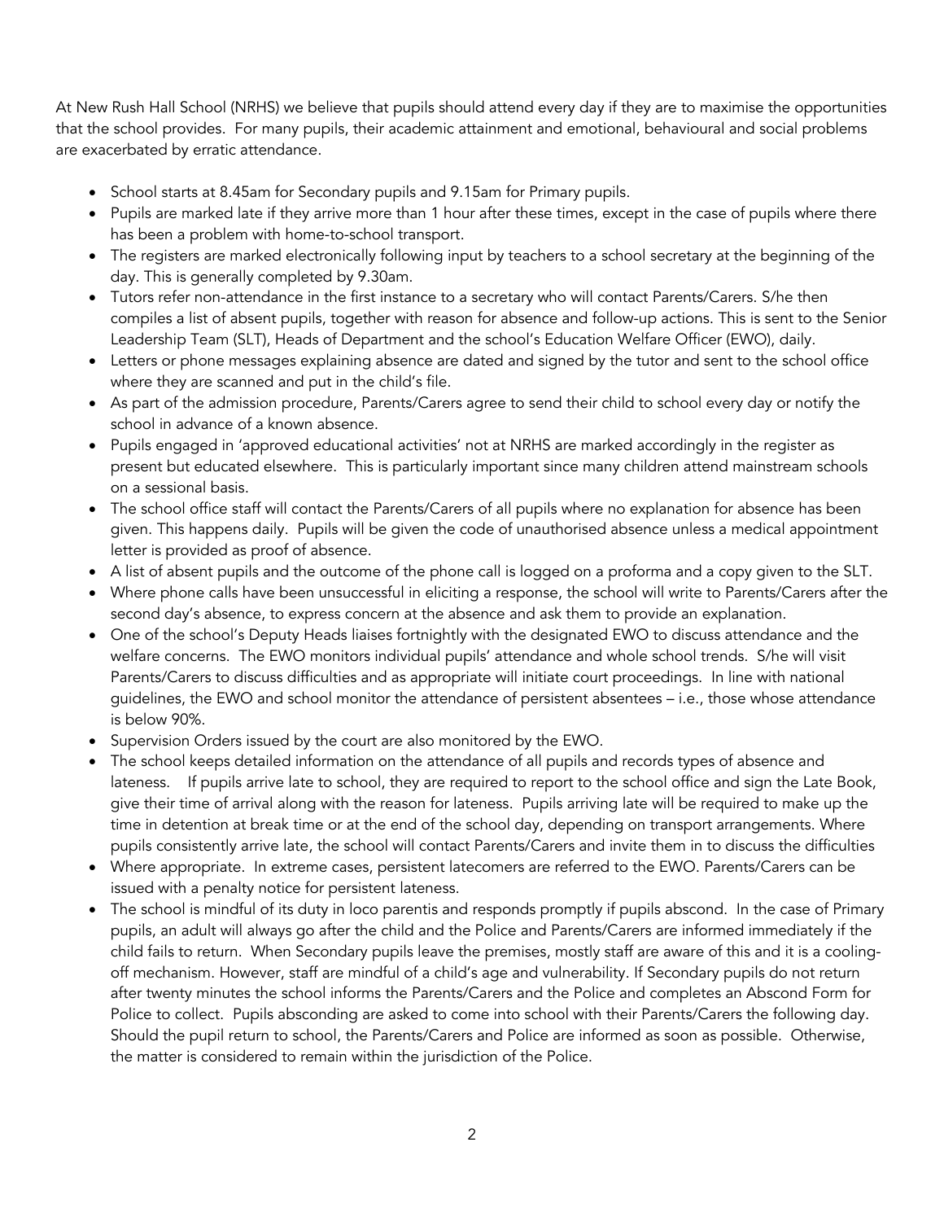At New Rush Hall School (NRHS) we believe that pupils should attend every day if they are to maximise the opportunities that the school provides. For many pupils, their academic attainment and emotional, behavioural and social problems are exacerbated by erratic attendance.

- School starts at 8.45am for Secondary pupils and 9.15am for Primary pupils.
- Pupils are marked late if they arrive more than 1 hour after these times, except in the case of pupils where there has been a problem with home-to-school transport.
- The registers are marked electronically following input by teachers to a school secretary at the beginning of the day. This is generally completed by 9.30am.
- Tutors refer non-attendance in the first instance to a secretary who will contact Parents/Carers. S/he then compiles a list of absent pupils, together with reason for absence and follow-up actions. This is sent to the Senior Leadership Team (SLT), Heads of Department and the school's Education Welfare Officer (EWO), daily.
- Letters or phone messages explaining absence are dated and signed by the tutor and sent to the school office where they are scanned and put in the child's file.
- As part of the admission procedure, Parents/Carers agree to send their child to school every day or notify the school in advance of a known absence.
- Pupils engaged in 'approved educational activities' not at NRHS are marked accordingly in the register as present but educated elsewhere. This is particularly important since many children attend mainstream schools on a sessional basis.
- The school office staff will contact the Parents/Carers of all pupils where no explanation for absence has been given. This happens daily. Pupils will be given the code of unauthorised absence unless a medical appointment letter is provided as proof of absence.
- A list of absent pupils and the outcome of the phone call is logged on a proforma and a copy given to the SLT.
- Where phone calls have been unsuccessful in eliciting a response, the school will write to Parents/Carers after the second day's absence, to express concern at the absence and ask them to provide an explanation.
- One of the school's Deputy Heads liaises fortnightly with the designated EWO to discuss attendance and the welfare concerns. The EWO monitors individual pupils' attendance and whole school trends. S/he will visit Parents/Carers to discuss difficulties and as appropriate will initiate court proceedings. In line with national guidelines, the EWO and school monitor the attendance of persistent absentees – i.e., those whose attendance is below 90%.
- Supervision Orders issued by the court are also monitored by the EWO.
- The school keeps detailed information on the attendance of all pupils and records types of absence and lateness. If pupils arrive late to school, they are required to report to the school office and sign the Late Book, give their time of arrival along with the reason for lateness. Pupils arriving late will be required to make up the time in detention at break time or at the end of the school day, depending on transport arrangements. Where pupils consistently arrive late, the school will contact Parents/Carers and invite them in to discuss the difficulties
- Where appropriate. In extreme cases, persistent latecomers are referred to the EWO. Parents/Carers can be issued with a penalty notice for persistent lateness.
- The school is mindful of its duty in loco parentis and responds promptly if pupils abscond. In the case of Primary pupils, an adult will always go after the child and the Police and Parents/Carers are informed immediately if the child fails to return. When Secondary pupils leave the premises, mostly staff are aware of this and it is a cooling-off mechanism. However, staff are mindful of a child's age and vulnerability. If Secondary pupils do not return after twenty minutes the school informs the Parents/Carers and the Police and completes an Abscond Form for Police to collect. Pupils absconding are asked to come into school with their Parents/Carers the following day. Should the pupil return to school, the Parents/Carers and Police are informed as soon as possible. Otherwise, the matter is considered to remain within the jurisdiction of the Police.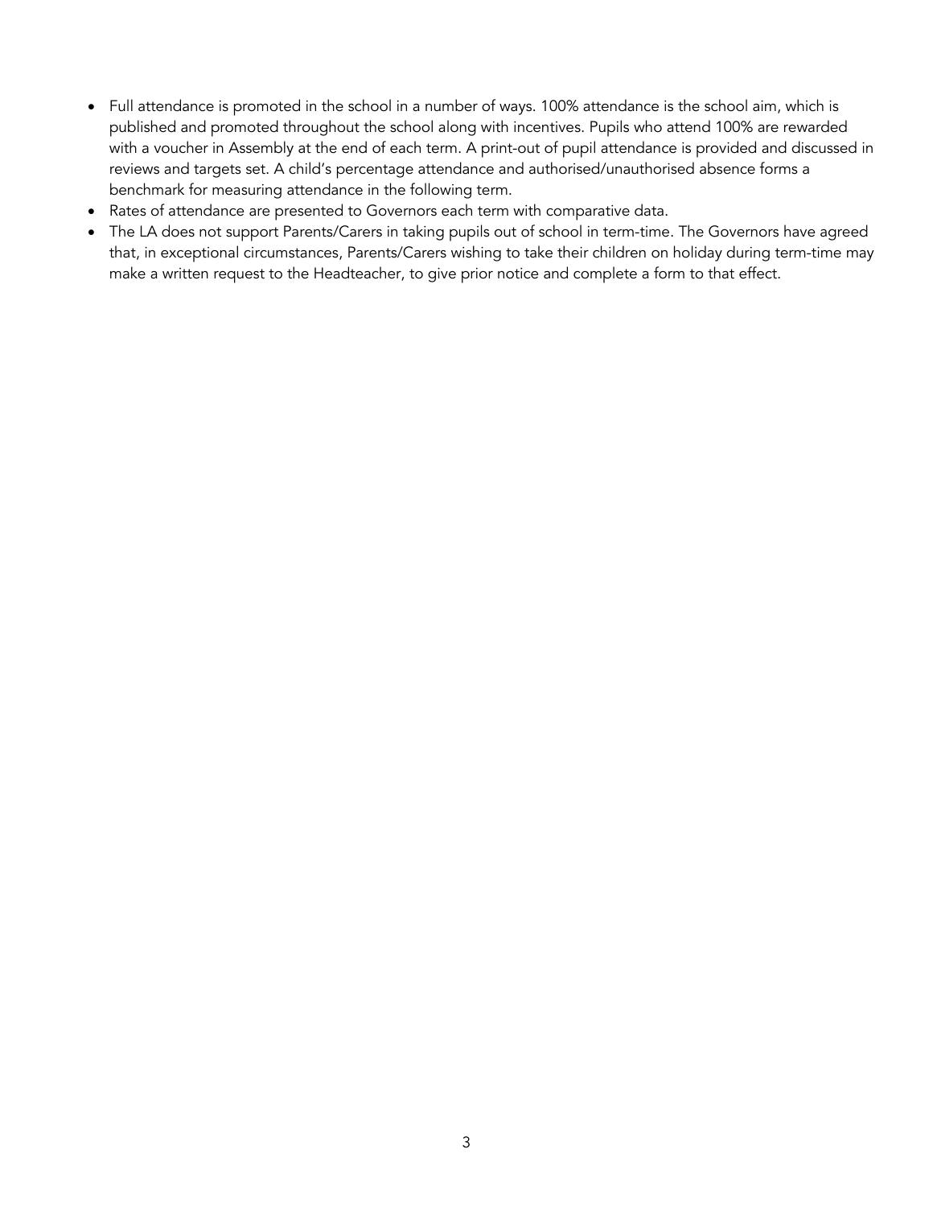- Full attendance is promoted in the school in a number of ways. 100% attendance is the school aim, which is published and promoted throughout the school along with incentives. Pupils who attend 100% are rewarded with a voucher in Assembly at the end of each term. A print-out of pupil attendance is provided and discussed in reviews and targets set. A child's percentage attendance and authorised/unauthorised absence forms a benchmark for measuring attendance in the following term.
- Rates of attendance are presented to Governors each term with comparative data.
- The LA does not support Parents/Carers in taking pupils out of school in term-time. The Governors have agreed that, in exceptional circumstances, Parents/Carers wishing to take their children on holiday during term-time may make a written request to the Headteacher, to give prior notice and complete a form to that effect.